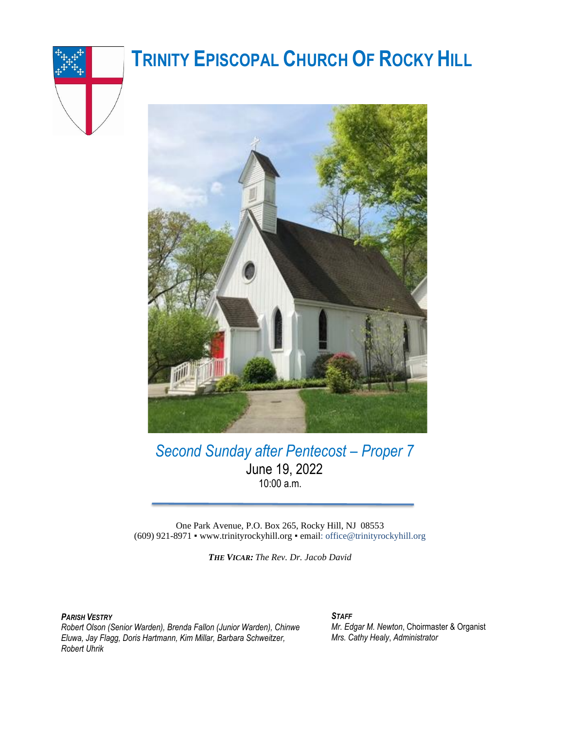# TRINITY EPISCOPAL CHURCH OF ROCKY HILL

*Second Sunday after Pentecost – Proper 7*

June 19, 2022

10:00 a.m.

One Park Avenue, P.O. Box 265, Rocky Hill, NJ 08553
(609) 921-8971 ▪ www.trinityrockyhill.org ▪ email: office@trinityrockyhill.org

***THE VICAR:*** *The Rev. Dr. Jacob David*

***PARISH VESTRY***
*Robert Olson (Senior Warden), Brenda Fallon (Junior Warden), Chinwe Eluwa, Jay Flagg, Doris Hartmann, Kim Millar, Barbara Schweitzer, Robert Uhrik*

***STAFF***
*Mr. Edgar M. Newton*, Choirmaster & Organist
*Mrs. Cathy Healy*, *Administrator*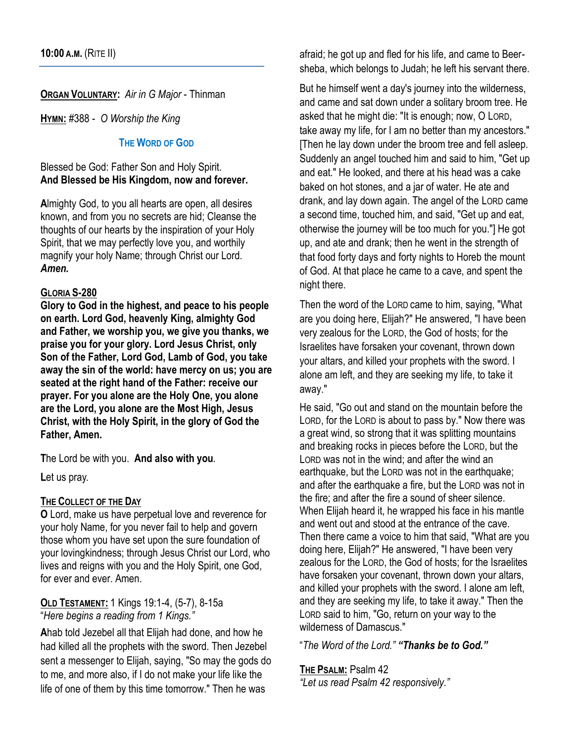**10:00 A.M.** (RITE II)

**ORGAN VOLUNTARY:** *Air in G Major* - Thinman

**HYMN:** #388 - *O Worship the King*

## THE WORD OF GOD

Blessed be God: Father Son and Holy Spirit.
**And Blessed be His Kingdom, now and forever.**

**A**lmighty God, to you all hearts are open, all desires known, and from you no secrets are hid; Cleanse the thoughts of our hearts by the inspiration of your Holy Spirit, that we may perfectly love you, and worthily magnify your holy Name; through Christ our Lord. ***Amen.***

**GLORIA S-280**

**Glory to God in the highest, and peace to his people on earth. Lord God, heavenly King, almighty God and Father, we worship you, we give you thanks, we praise you for your glory. Lord Jesus Christ, only Son of the Father, Lord God, Lamb of God, you take away the sin of the world: have mercy on us; you are seated at the right hand of the Father: receive our prayer. For you alone are the Holy One, you alone are the Lord, you alone are the Most High, Jesus Christ, with the Holy Spirit, in the glory of God the Father, Amen.**

**T**he Lord be with you. **And also with you**.

**L**et us pray.

**THE COLLECT OF THE DAY**

**O** Lord, make us have perpetual love and reverence for your holy Name, for you never fail to help and govern those whom you have set upon the sure foundation of your lovingkindness; through Jesus Christ our Lord, who lives and reigns with you and the Holy Spirit, one God, for ever and ever. Amen.

**OLD TESTAMENT:** 1 Kings 19:1-4, (5-7), 8-15a
"*Here begins a reading from 1 Kings."*

**A**hab told Jezebel all that Elijah had done, and how he had killed all the prophets with the sword. Then Jezebel sent a messenger to Elijah, saying, "So may the gods do to me, and more also, if I do not make your life like the life of one of them by this time tomorrow." Then he was afraid; he got up and fled for his life, and came to Beer-sheba, which belongs to Judah; he left his servant there.

But he himself went a day's journey into the wilderness, and came and sat down under a solitary broom tree. He asked that he might die: "It is enough; now, O LORD, take away my life, for I am no better than my ancestors." [Then he lay down under the broom tree and fell asleep. Suddenly an angel touched him and said to him, "Get up and eat." He looked, and there at his head was a cake baked on hot stones, and a jar of water. He ate and drank, and lay down again. The angel of the LORD came a second time, touched him, and said, "Get up and eat, otherwise the journey will be too much for you."] He got up, and ate and drank; then he went in the strength of that food forty days and forty nights to Horeb the mount of God. At that place he came to a cave, and spent the night there.

Then the word of the LORD came to him, saying, "What are you doing here, Elijah?" He answered, "I have been very zealous for the LORD, the God of hosts; for the Israelites have forsaken your covenant, thrown down your altars, and killed your prophets with the sword. I alone am left, and they are seeking my life, to take it away."

He said, "Go out and stand on the mountain before the LORD, for the LORD is about to pass by." Now there was a great wind, so strong that it was splitting mountains and breaking rocks in pieces before the LORD, but the LORD was not in the wind; and after the wind an earthquake, but the LORD was not in the earthquake; and after the earthquake a fire, but the LORD was not in the fire; and after the fire a sound of sheer silence. When Elijah heard it, he wrapped his face in his mantle and went out and stood at the entrance of the cave. Then there came a voice to him that said, "What are you doing here, Elijah?" He answered, "I have been very zealous for the LORD, the God of hosts; for the Israelites have forsaken your covenant, thrown down your altars, and killed your prophets with the sword. I alone am left, and they are seeking my life, to take it away." Then the LORD said to him, "Go, return on your way to the wilderness of Damascus."

"*The Word of the Lord." **"Thanks be to God."***

**THE PSALM:** Psalm 42
*"Let us read Psalm 42 responsively."*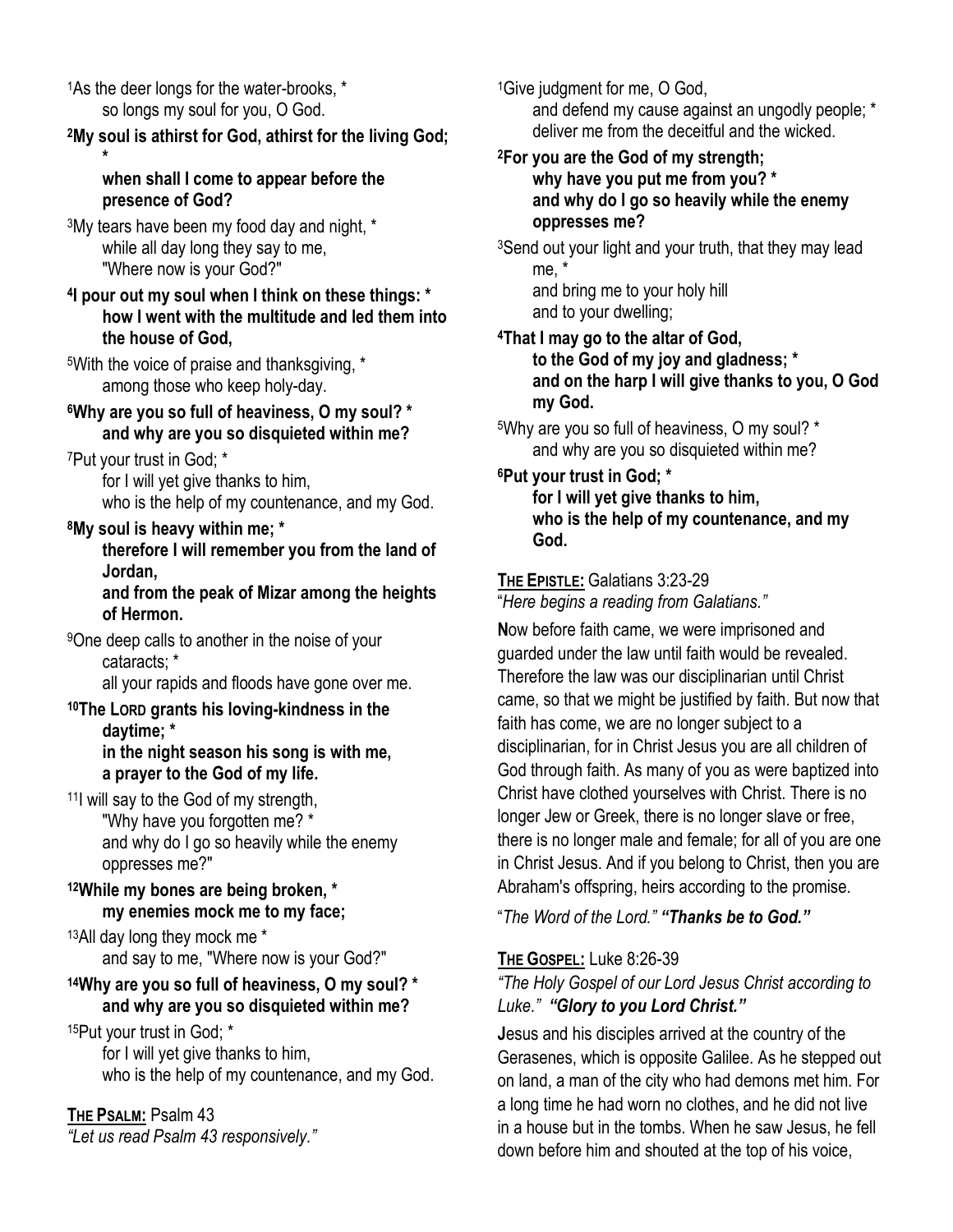[1]As the deer longs for the water-brooks, *
so longs my soul for you, O God.

**[2]My soul is athirst for God, athirst for the living God; *
when shall I come to appear before the presence of God?**

[3]My tears have been my food day and night, *
while all day long they say to me,
"Where now is your God?"

**[4]I pour out my soul when I think on these things: *
how I went with the multitude and led them into the house of God,**

[5]With the voice of praise and thanksgiving, *
among those who keep holy-day.

**[6]Why are you so full of heaviness, O my soul? *
and why are you so disquieted within me?**

[7]Put your trust in God; *
for I will yet give thanks to him,
who is the help of my countenance, and my God.

**[8]My soul is heavy within me; *
therefore I will remember you from the land of Jordan,
and from the peak of Mizar among the heights of Hermon.**

[9]One deep calls to another in the noise of your cataracts; *
all your rapids and floods have gone over me.

**[10]The LORD grants his loving-kindness in the daytime; *
in the night season his song is with me,
a prayer to the God of my life.**

[11]I will say to the God of my strength,
"Why have you forgotten me? *
and why do I go so heavily while the enemy oppresses me?"

**[12]While my bones are being broken, *
my enemies mock me to my face;**

[13]All day long they mock me *
and say to me, "Where now is your God?"

**[14]Why are you so full of heaviness, O my soul? *
and why are you so disquieted within me?**

[15]Put your trust in God; *
for I will yet give thanks to him,
who is the help of my countenance, and my God.

**THE PSALM:** Psalm 43
*"Let us read Psalm 43 responsively."*

[1]Give judgment for me, O God,
and defend my cause against an ungodly people; *
deliver me from the deceitful and the wicked.

**[2]For you are the God of my strength;
why have you put me from you? *
and why do I go so heavily while the enemy oppresses me?**

[3]Send out your light and your truth, that they may lead me, *
and bring me to your holy hill
and to your dwelling;

**[4]That I may go to the altar of God,
to the God of my joy and gladness; *
and on the harp I will give thanks to you, O God my God.**

[5]Why are you so full of heaviness, O my soul? *
and why are you so disquieted within me?

**[6]Put your trust in God; *
for I will yet give thanks to him,
who is the help of my countenance, and my God.**

**THE EPISTLE:** Galatians 3:23-29
"*Here begins a reading from Galatians."*

**N**ow before faith came, we were imprisoned and guarded under the law until faith would be revealed. Therefore the law was our disciplinarian until Christ came, so that we might be justified by faith. But now that faith has come, we are no longer subject to a disciplinarian, for in Christ Jesus you are all children of God through faith. As many of you as were baptized into Christ have clothed yourselves with Christ. There is no longer Jew or Greek, there is no longer slave or free, there is no longer male and female; for all of you are one in Christ Jesus. And if you belong to Christ, then you are Abraham's offspring, heirs according to the promise.

"*The Word of the Lord." **"Thanks be to God."***

**THE GOSPEL:** Luke 8:26-39
*"The Holy Gospel of our Lord Jesus Christ according to Luke." **"Glory to you Lord Christ."***

**J**esus and his disciples arrived at the country of the Gerasenes, which is opposite Galilee. As he stepped out on land, a man of the city who had demons met him. For a long time he had worn no clothes, and he did not live in a house but in the tombs. When he saw Jesus, he fell down before him and shouted at the top of his voice,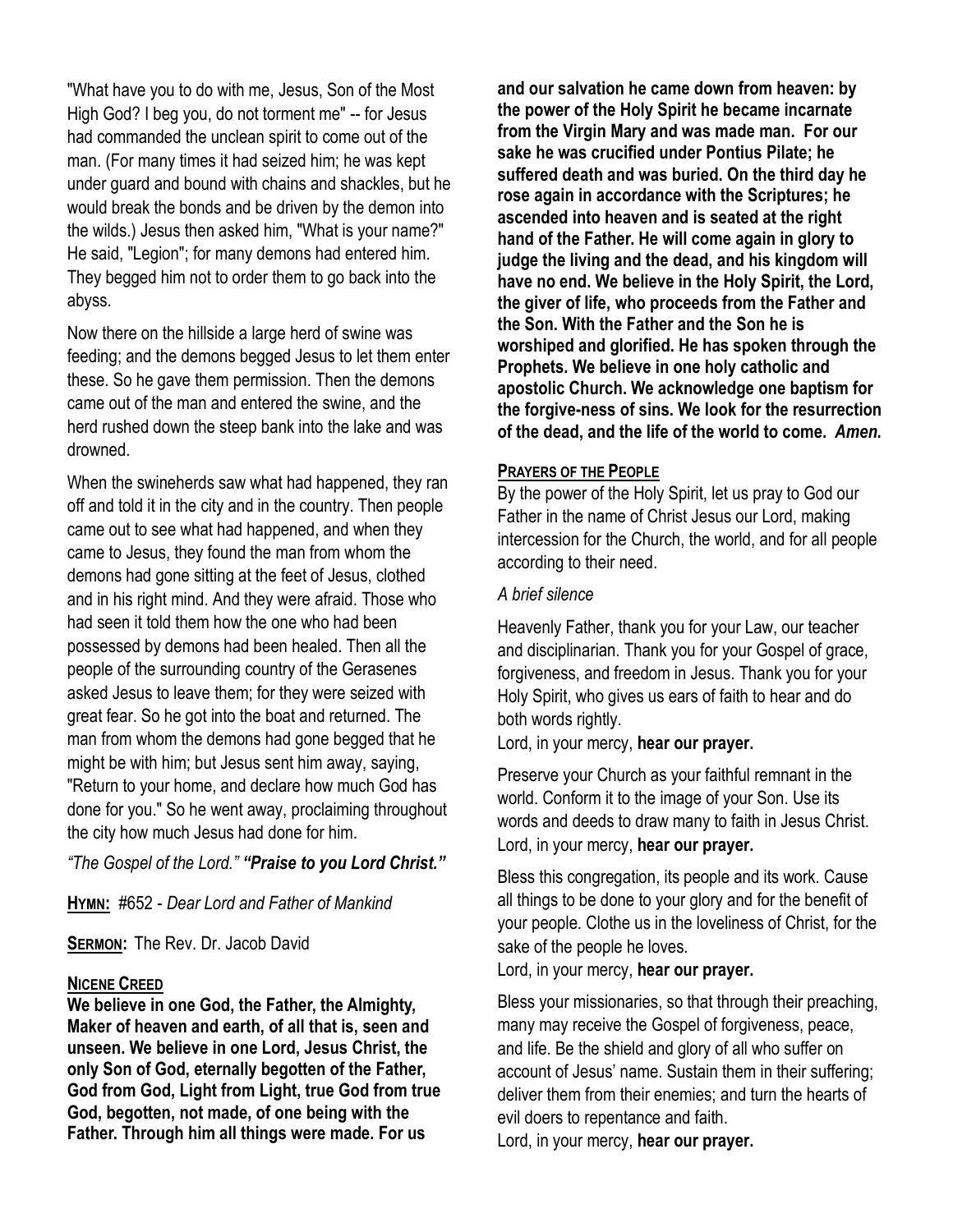"What have you to do with me, Jesus, Son of the Most High God? I beg you, do not torment me" -- for Jesus had commanded the unclean spirit to come out of the man. (For many times it had seized him; he was kept under guard and bound with chains and shackles, but he would break the bonds and be driven by the demon into the wilds.) Jesus then asked him, "What is your name?" He said, "Legion"; for many demons had entered him. They begged him not to order them to go back into the abyss.

Now there on the hillside a large herd of swine was feeding; and the demons begged Jesus to let them enter these. So he gave them permission. Then the demons came out of the man and entered the swine, and the herd rushed down the steep bank into the lake and was drowned.

When the swineherds saw what had happened, they ran off and told it in the city and in the country. Then people came out to see what had happened, and when they came to Jesus, they found the man from whom the demons had gone sitting at the feet of Jesus, clothed and in his right mind. And they were afraid. Those who had seen it told them how the one who had been possessed by demons had been healed. Then all the people of the surrounding country of the Gerasenes asked Jesus to leave them; for they were seized with great fear. So he got into the boat and returned. The man from whom the demons had gone begged that he might be with him; but Jesus sent him away, saying, "Return to your home, and declare how much God has done for you." So he went away, proclaiming throughout the city how much Jesus had done for him.

*"The Gospel of the Lord."* ***"Praise to you Lord Christ."***

**HYMN:** #652 - *Dear Lord and Father of Mankind*

**SERMON:** The Rev. Dr. Jacob David

**NICENE CREED**

**We believe in one God, the Father, the Almighty, Maker of heaven and earth, of all that is, seen and unseen. We believe in one Lord, Jesus Christ, the only Son of God, eternally begotten of the Father, God from God, Light from Light, true God from true God, begotten, not made, of one being with the Father. Through him all things were made. For us and our salvation he came down from heaven: by the power of the Holy Spirit he became incarnate from the Virgin Mary and was made man. For our sake he was crucified under Pontius Pilate; he suffered death and was buried. On the third day he rose again in accordance with the Scriptures; he ascended into heaven and is seated at the right hand of the Father. He will come again in glory to judge the living and the dead, and his kingdom will have no end. We believe in the Holy Spirit, the Lord, the giver of life, who proceeds from the Father and the Son. With the Father and the Son he is worshiped and glorified. He has spoken through the Prophets. We believe in one holy catholic and apostolic Church. We acknowledge one baptism for the forgive-ness of sins. We look for the resurrection of the dead, and the life of the world to come. *Amen.***

**PRAYERS OF THE PEOPLE**

By the power of the Holy Spirit, let us pray to God our Father in the name of Christ Jesus our Lord, making intercession for the Church, the world, and for all people according to their need.

*A brief silence*

Heavenly Father, thank you for your Law, our teacher and disciplinarian. Thank you for your Gospel of grace, forgiveness, and freedom in Jesus. Thank you for your Holy Spirit, who gives us ears of faith to hear and do both words rightly.
Lord, in your mercy, **hear our prayer.**

Preserve your Church as your faithful remnant in the world. Conform it to the image of your Son. Use its words and deeds to draw many to faith in Jesus Christ.
Lord, in your mercy, **hear our prayer.**

Bless this congregation, its people and its work. Cause all things to be done to your glory and for the benefit of your people. Clothe us in the loveliness of Christ, for the sake of the people he loves.
Lord, in your mercy, **hear our prayer.**

Bless your missionaries, so that through their preaching, many may receive the Gospel of forgiveness, peace, and life. Be the shield and glory of all who suffer on account of Jesus' name. Sustain them in their suffering; deliver them from their enemies; and turn the hearts of evil doers to repentance and faith.
Lord, in your mercy, **hear our prayer.**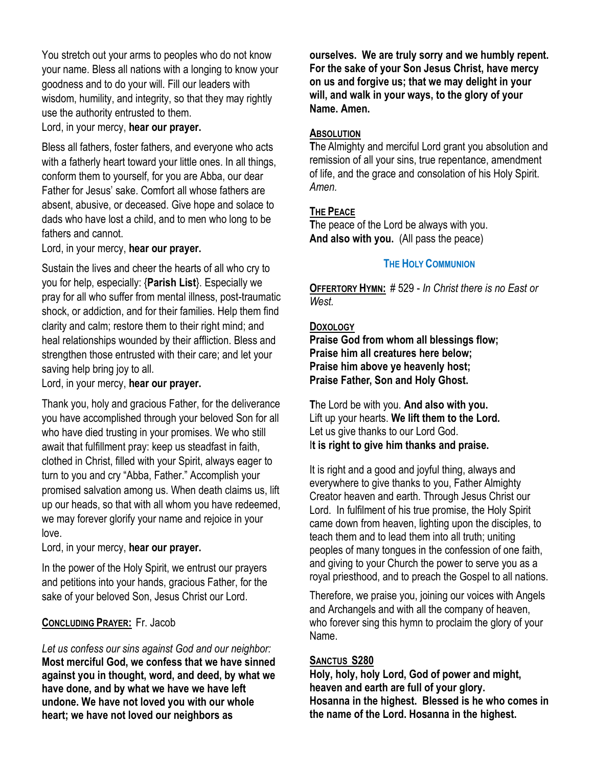You stretch out your arms to peoples who do not know your name. Bless all nations with a longing to know your goodness and to do your will. Fill our leaders with wisdom, humility, and integrity, so that they may rightly use the authority entrusted to them.
Lord, in your mercy, **hear our prayer.**

Bless all fathers, foster fathers, and everyone who acts with a fatherly heart toward your little ones. In all things, conform them to yourself, for you are Abba, our dear Father for Jesus' sake. Comfort all whose fathers are absent, abusive, or deceased. Give hope and solace to dads who have lost a child, and to men who long to be fathers and cannot.
Lord, in your mercy, **hear our prayer.**

Sustain the lives and cheer the hearts of all who cry to you for help, especially: {**Parish List**}. Especially we pray for all who suffer from mental illness, post-traumatic shock, or addiction, and for their families. Help them find clarity and calm; restore them to their right mind; and heal relationships wounded by their affliction. Bless and strengthen those entrusted with their care; and let your saving help bring joy to all.
Lord, in your mercy, **hear our prayer.**

Thank you, holy and gracious Father, for the deliverance you have accomplished through your beloved Son for all who have died trusting in your promises. We who still await that fulfillment pray: keep us steadfast in faith, clothed in Christ, filled with your Spirit, always eager to turn to you and cry "Abba, Father." Accomplish your promised salvation among us. When death claims us, lift up our heads, so that with all whom you have redeemed, we may forever glorify your name and rejoice in your love.
Lord, in your mercy, **hear our prayer.**

In the power of the Holy Spirit, we entrust our prayers and petitions into your hands, gracious Father, for the sake of your beloved Son, Jesus Christ our Lord.

**Concluding Prayer:** Fr. Jacob

*Let us confess our sins against God and our neighbor:*
**Most merciful God, we confess that we have sinned against you in thought, word, and deed, by what we have done, and by what we have we have left undone. We have not loved you with our whole heart; we have not loved our neighbors as ourselves. We are truly sorry and we humbly repent. For the sake of your Son Jesus Christ, have mercy on us and forgive us; that we may delight in your will, and walk in your ways, to the glory of your Name. Amen.**

**Absolution**
The Almighty and merciful Lord grant you absolution and remission of all your sins, true repentance, amendment of life, and the grace and consolation of his Holy Spirit. *Amen.*

**The Peace**
The peace of the Lord be always with you.
**And also with you.** (All pass the peace)

## The Holy Communion

**Offertory Hymn:** # 529 - *In Christ there is no East or West.*

**Doxology**
**Praise God from whom all blessings flow;**
**Praise him all creatures here below;**
**Praise him above ye heavenly host;**
**Praise Father, Son and Holy Ghost.**

The Lord be with you. **And also with you.**
Lift up your hearts. **We lift them to the Lord.**
Let us give thanks to our Lord God.
**It is right to give him thanks and praise.**

It is right and a good and joyful thing, always and everywhere to give thanks to you, Father Almighty Creator heaven and earth. Through Jesus Christ our Lord. In fulfilment of his true promise, the Holy Spirit came down from heaven, lighting upon the disciples, to teach them and to lead them into all truth; uniting peoples of many tongues in the confession of one faith, and giving to your Church the power to serve you as a royal priesthood, and to preach the Gospel to all nations.

Therefore, we praise you, joining our voices with Angels and Archangels and with all the company of heaven, who forever sing this hymn to proclaim the glory of your Name.

**Sanctus S280**
**Holy, holy, holy Lord, God of power and might, heaven and earth are full of your glory.**
**Hosanna in the highest. Blessed is he who comes in the name of the Lord. Hosanna in the highest.**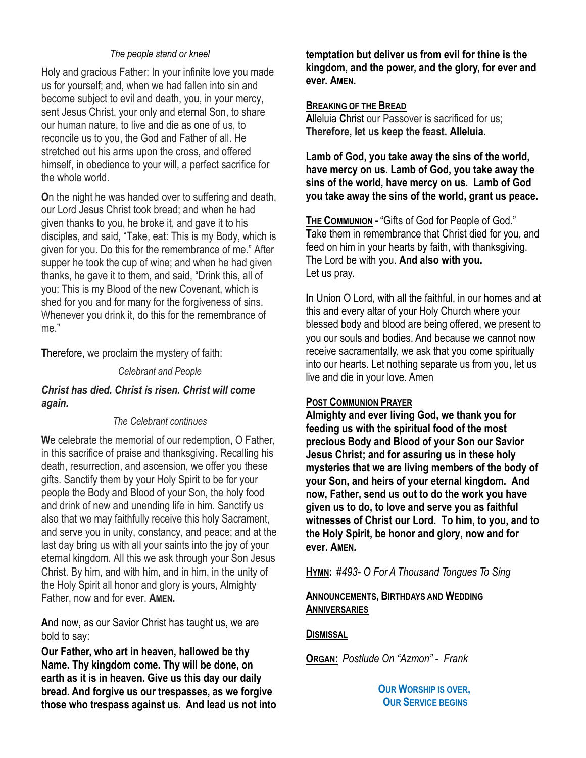*The people stand or kneel*

**H**oly and gracious Father: In your infinite love you made us for yourself; and, when we had fallen into sin and become subject to evil and death, you, in your mercy, sent Jesus Christ, your only and eternal Son, to share our human nature, to live and die as one of us, to reconcile us to you, the God and Father of all. He stretched out his arms upon the cross, and offered himself, in obedience to your will, a perfect sacrifice for the whole world.

**O**n the night he was handed over to suffering and death, our Lord Jesus Christ took bread; and when he had given thanks to you, he broke it, and gave it to his disciples, and said, "Take, eat: This is my Body, which is given for you. Do this for the remembrance of me." After supper he took the cup of wine; and when he had given thanks, he gave it to them, and said, "Drink this, all of you: This is my Blood of the new Covenant, which is shed for you and for many for the forgiveness of sins. Whenever you drink it, do this for the remembrance of me."

**T**herefore, we proclaim the mystery of faith:

*Celebrant and People*

***Christ has died. Christ is risen. Christ will come again.***

*The Celebrant continues*

**W**e celebrate the memorial of our redemption, O Father, in this sacrifice of praise and thanksgiving. Recalling his death, resurrection, and ascension, we offer you these gifts. Sanctify them by your Holy Spirit to be for your people the Body and Blood of your Son, the holy food and drink of new and unending life in him. Sanctify us also that we may faithfully receive this holy Sacrament, and serve you in unity, constancy, and peace; and at the last day bring us with all your saints into the joy of your eternal kingdom. All this we ask through your Son Jesus Christ. By him, and with him, and in him, in the unity of the Holy Spirit all honor and glory is yours, Almighty Father, now and for ever. **AMEN.**

**A**nd now, as our Savior Christ has taught us, we are bold to say:

**Our Father, who art in heaven, hallowed be thy Name. Thy kingdom come. Thy will be done, on earth as it is in heaven. Give us this day our daily bread. And forgive us our trespasses, as we forgive those who trespass against us. And lead us not into temptation but deliver us from evil for thine is the kingdom, and the power, and the glory, for ever and ever. AMEN.**

**BREAKING OF THE BREAD**

**A**lleluia **C**hrist our Passover is sacrificed for us;
**Therefore, let us keep the feast. Alleluia.**

**Lamb of God, you take away the sins of the world, have mercy on us. Lamb of God, you take away the sins of the world, have mercy on us. Lamb of God you take away the sins of the world, grant us peace.**

**THE COMMUNION -** "Gifts of God for People of God."
**T**ake them in remembrance that Christ died for you, and feed on him in your hearts by faith, with thanksgiving.
The Lord be with you. **And also with you.**
Let us pray.

**I**n Union O Lord, with all the faithful, in our homes and at this and every altar of your Holy Church where your blessed body and blood are being offered, we present to you our souls and bodies. And because we cannot now receive sacramentally, we ask that you come spiritually into our hearts. Let nothing separate us from you, let us live and die in your love. Amen

**POST COMMUNION PRAYER**

**Almighty and ever living God, we thank you for feeding us with the spiritual food of the most precious Body and Blood of your Son our Savior Jesus Christ; and for assuring us in these holy mysteries that we are living members of the body of your Son, and heirs of your eternal kingdom. And now, Father, send us out to do the work you have given us to do, to love and serve you as faithful witnesses of Christ our Lord. To him, to you, and to the Holy Spirit, be honor and glory, now and for ever. AMEN.**

**HYMN:** *#493- O For A Thousand Tongues To Sing*

**ANNOUNCEMENTS, BIRTHDAYS AND WEDDING ANNIVERSARIES**

**DISMISSAL**

**ORGAN:** *Postlude On "Azmon" - Frank*

**OUR WORSHIP IS OVER,
OUR SERVICE BEGINS**